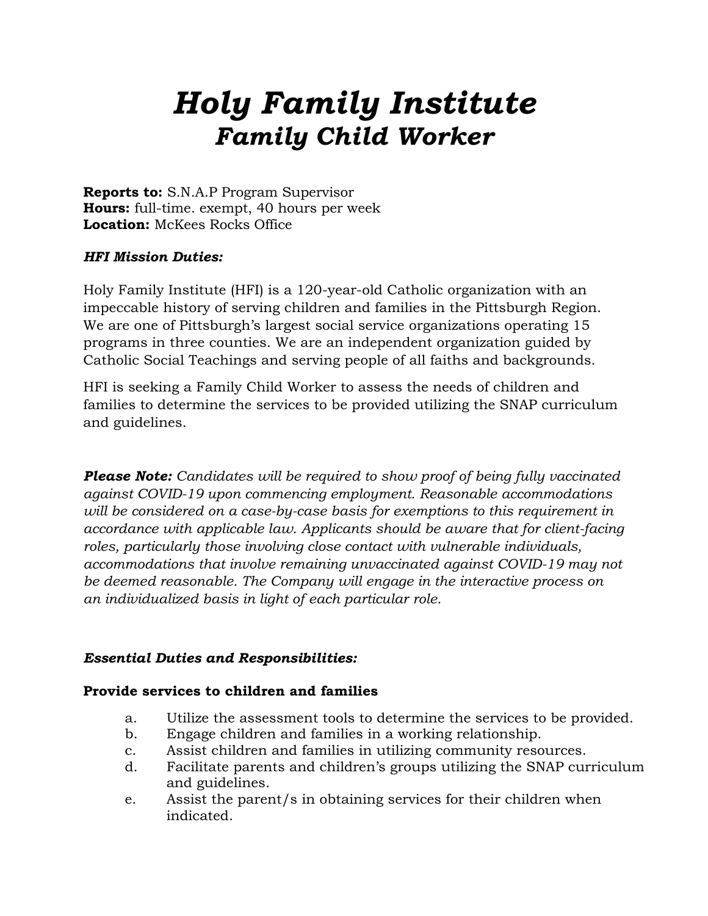# *Holy Family Institute*
## *Family Child Worker*

**Reports to:** S.N.A.P Program Supervisor
**Hours:** full-time. exempt, 40 hours per week
**Location:** McKees Rocks Office

***HFI Mission Duties:***

Holy Family Institute (HFI) is a 120-year-old Catholic organization with an impeccable history of serving children and families in the Pittsburgh Region. We are one of Pittsburgh's largest social service organizations operating 15 programs in three counties. We are an independent organization guided by Catholic Social Teachings and serving people of all faiths and backgrounds.

HFI is seeking a Family Child Worker to assess the needs of children and families to determine the services to be provided utilizing the SNAP curriculum and guidelines.

***Please Note:*** *Candidates will be required to show proof of being fully vaccinated against COVID-19 upon commencing employment. Reasonable accommodations will be considered on a case-by-case basis for exemptions to this requirement in accordance with applicable law. Applicants should be aware that for client-facing roles, particularly those involving close contact with vulnerable individuals, accommodations that involve remaining unvaccinated against COVID-19 may not be deemed reasonable. The Company will engage in the interactive process on an individualized basis in light of each particular role.*

***Essential Duties and Responsibilities:***

**Provide services to children and families**

a. Utilize the assessment tools to determine the services to be provided.
b. Engage children and families in a working relationship.
c. Assist children and families in utilizing community resources.
d. Facilitate parents and children's groups utilizing the SNAP curriculum and guidelines.
e. Assist the parent/s in obtaining services for their children when indicated.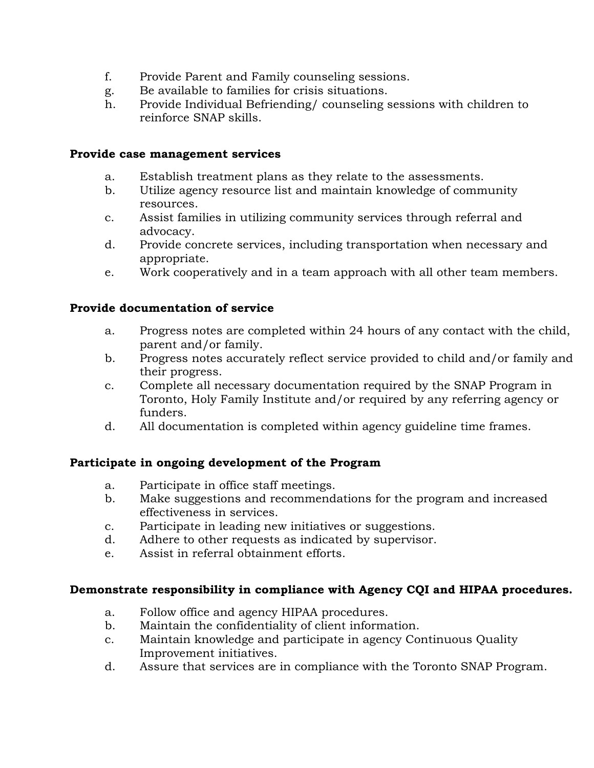f. Provide Parent and Family counseling sessions.
g. Be available to families for crisis situations.
h. Provide Individual Befriending/ counseling sessions with children to reinforce SNAP skills.

**Provide case management services**

a. Establish treatment plans as they relate to the assessments.
b. Utilize agency resource list and maintain knowledge of community resources.
c. Assist families in utilizing community services through referral and advocacy.
d. Provide concrete services, including transportation when necessary and appropriate.
e. Work cooperatively and in a team approach with all other team members.

**Provide documentation of service**

a. Progress notes are completed within 24 hours of any contact with the child, parent and/or family.
b. Progress notes accurately reflect service provided to child and/or family and their progress.
c. Complete all necessary documentation required by the SNAP Program in Toronto, Holy Family Institute and/or required by any referring agency or funders.
d. All documentation is completed within agency guideline time frames.

**Participate in ongoing development of the Program**

a. Participate in office staff meetings.
b. Make suggestions and recommendations for the program and increased effectiveness in services.
c. Participate in leading new initiatives or suggestions.
d. Adhere to other requests as indicated by supervisor.
e. Assist in referral obtainment efforts.

**Demonstrate responsibility in compliance with Agency CQI and HIPAA procedures.**

a. Follow office and agency HIPAA procedures.
b. Maintain the confidentiality of client information.
c. Maintain knowledge and participate in agency Continuous Quality Improvement initiatives.
d. Assure that services are in compliance with the Toronto SNAP Program.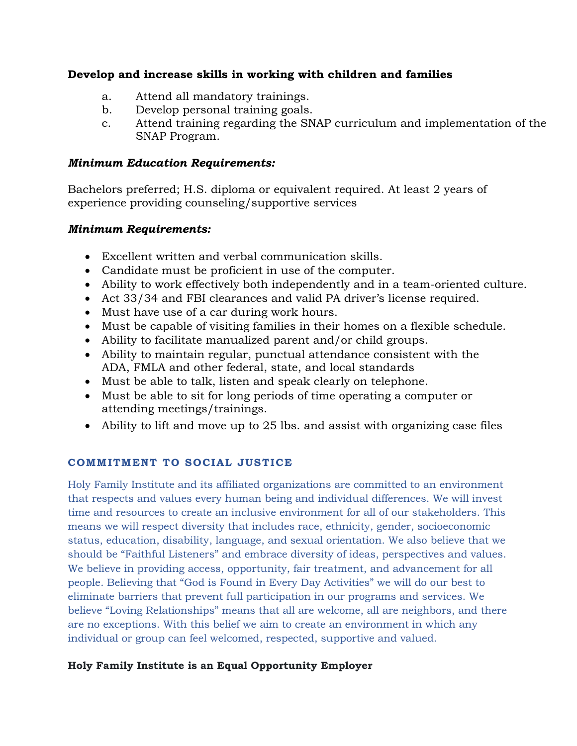**Develop and increase skills in working with children and families**

a. Attend all mandatory trainings.
b. Develop personal training goals.
c. Attend training regarding the SNAP curriculum and implementation of the SNAP Program.

***Minimum Education Requirements:***

Bachelors preferred; H.S. diploma or equivalent required. At least 2 years of experience providing counseling/supportive services

***Minimum Requirements:***

- Excellent written and verbal communication skills.
- Candidate must be proficient in use of the computer.
- Ability to work effectively both independently and in a team-oriented culture.
- Act 33/34 and FBI clearances and valid PA driver's license required.
- Must have use of a car during work hours.
- Must be capable of visiting families in their homes on a flexible schedule.
- Ability to facilitate manualized parent and/or child groups.
- Ability to maintain regular, punctual attendance consistent with the ADA, FMLA and other federal, state, and local standards
- Must be able to talk, listen and speak clearly on telephone.
- Must be able to sit for long periods of time operating a computer or attending meetings/trainings.
- Ability to lift and move up to 25 lbs. and assist with organizing case files

## COMMITMENT TO SOCIAL JUSTICE

Holy Family Institute and its affiliated organizations are committed to an environment that respects and values every human being and individual differences. We will invest time and resources to create an inclusive environment for all of our stakeholders. This means we will respect diversity that includes race, ethnicity, gender, socioeconomic status, education, disability, language, and sexual orientation. We also believe that we should be "Faithful Listeners" and embrace diversity of ideas, perspectives and values. We believe in providing access, opportunity, fair treatment, and advancement for all people. Believing that "God is Found in Every Day Activities" we will do our best to eliminate barriers that prevent full participation in our programs and services. We believe "Loving Relationships" means that all are welcome, all are neighbors, and there are no exceptions. With this belief we aim to create an environment in which any individual or group can feel welcomed, respected, supportive and valued.

**Holy Family Institute is an Equal Opportunity Employer**